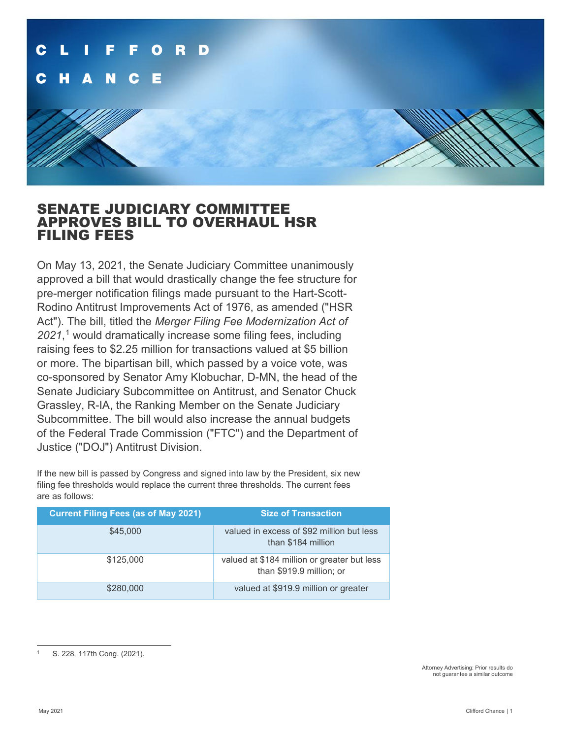# SENATE JUDICIARY COMMITTEE APPROVES BILL TO OVERHAUL HSR FILING FEES

On May 13, 2021, the Senate Judiciary Committee unanimously approved a bill that would drastically change the fee structure for pre-merger notification filings made pursuant to the Hart-Scott-Rodino Antitrust Improvements Act of 1976, as amended ("HSR Act"). The bill, titled the *Merger Filing Fee Modernization Act of 2021*,[1] would dramatically increase some filing fees, including raising fees to $2.25 million for transactions valued at $5 billion or more. The bipartisan bill, which passed by a voice vote, was co-sponsored by Senator Amy Klobuchar, D-MN, the head of the Senate Judiciary Subcommittee on Antitrust, and Senator Chuck Grassley, R-IA, the Ranking Member on the Senate Judiciary Subcommittee. The bill would also increase the annual budgets of the Federal Trade Commission ("FTC") and the Department of Justice ("DOJ") Antitrust Division.

If the new bill is passed by Congress and signed into law by the President, six new filing fee thresholds would replace the current three thresholds. The current fees are as follows:

| Current Filing Fees (as of May 2021) | Size of Transaction |
|---|---|
| $45,000 | valued in excess of $92 million but less than $184 million |
| $125,000 | valued at $184 million or greater but less than $919.9 million; or |
| $280,000 | valued at $919.9 million or greater |

[1] S. 228, 117th Cong. (2021).

Attorney Advertising: Prior results do not guarantee a similar outcome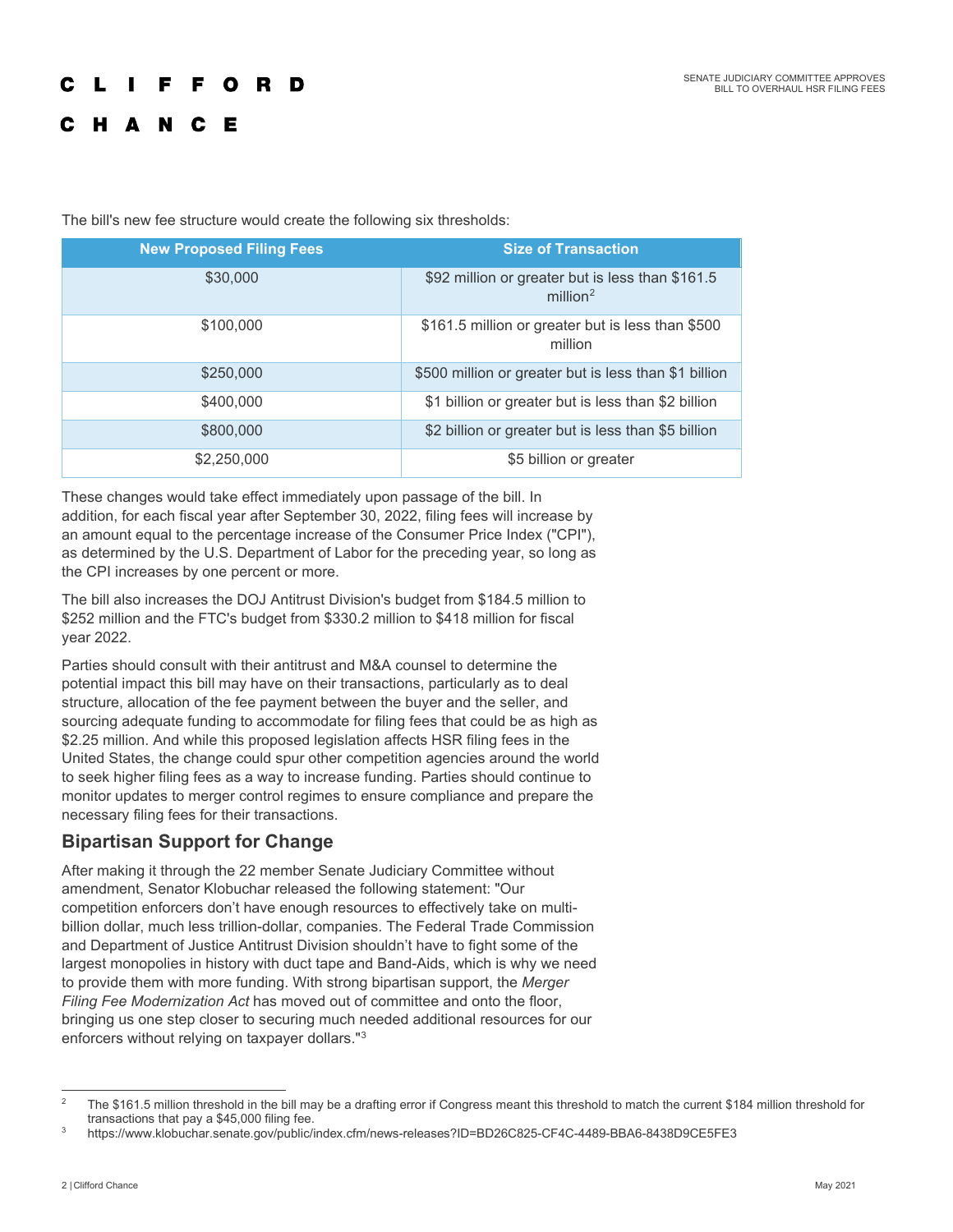The bill's new fee structure would create the following six thresholds:

| New Proposed Filing Fees | Size of Transaction |
|---|---|
| $30,000 | $92 million or greater but is less than $161.5 million[2] |
| $100,000 | $161.5 million or greater but is less than $500 million |
| $250,000 | $500 million or greater but is less than $1 billion |
| $400,000 | $1 billion or greater but is less than $2 billion |
| $800,000 | $2 billion or greater but is less than $5 billion |
| $2,250,000 | $5 billion or greater |

These changes would take effect immediately upon passage of the bill. In addition, for each fiscal year after September 30, 2022, filing fees will increase by an amount equal to the percentage increase of the Consumer Price Index ("CPI"), as determined by the U.S. Department of Labor for the preceding year, so long as the CPI increases by one percent or more.

The bill also increases the DOJ Antitrust Division's budget from $184.5 million to $252 million and the FTC's budget from $330.2 million to $418 million for fiscal year 2022.

Parties should consult with their antitrust and M&A counsel to determine the potential impact this bill may have on their transactions, particularly as to deal structure, allocation of the fee payment between the buyer and the seller, and sourcing adequate funding to accommodate for filing fees that could be as high as $2.25 million. And while this proposed legislation affects HSR filing fees in the United States, the change could spur other competition agencies around the world to seek higher filing fees as a way to increase funding. Parties should continue to monitor updates to merger control regimes to ensure compliance and prepare the necessary filing fees for their transactions.

## Bipartisan Support for Change

After making it through the 22 member Senate Judiciary Committee without amendment, Senator Klobuchar released the following statement: "Our competition enforcers don't have enough resources to effectively take on multi-billion dollar, much less trillion-dollar, companies. The Federal Trade Commission and Department of Justice Antitrust Division shouldn't have to fight some of the largest monopolies in history with duct tape and Band-Aids, which is why we need to provide them with more funding. With strong bipartisan support, the *Merger Filing Fee Modernization Act* has moved out of committee and onto the floor, bringing us one step closer to securing much needed additional resources for our enforcers without relying on taxpayer dollars."[3]

---

[2] The $161.5 million threshold in the bill may be a drafting error if Congress meant this threshold to match the current $184 million threshold for transactions that pay a $45,000 filing fee.

[3] https://www.klobuchar.senate.gov/public/index.cfm/news-releases?ID=BD26C825-CF4C-4489-BBA6-8438D9CE5FE3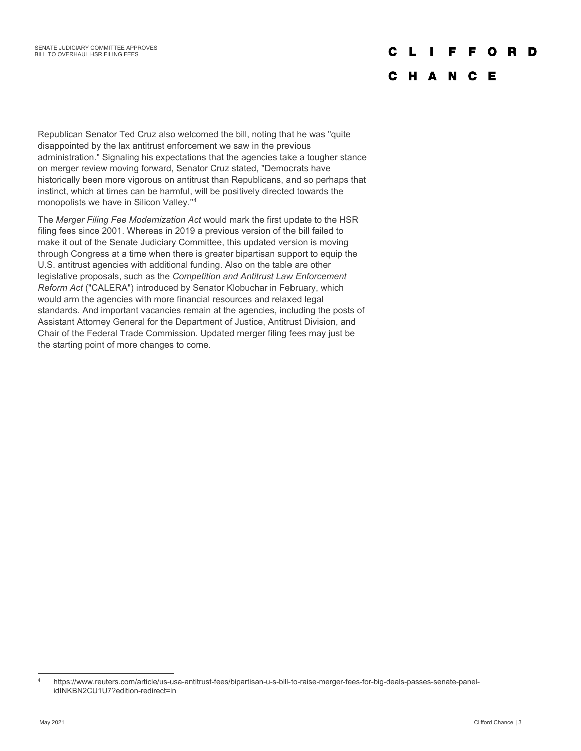Republican Senator Ted Cruz also welcomed the bill, noting that he was "quite disappointed by the lax antitrust enforcement we saw in the previous administration." Signaling his expectations that the agencies take a tougher stance on merger review moving forward, Senator Cruz stated, "Democrats have historically been more vigorous on antitrust than Republicans, and so perhaps that instinct, which at times can be harmful, will be positively directed towards the monopolists we have in Silicon Valley."[4]

The *Merger Filing Fee Modernization Act* would mark the first update to the HSR filing fees since 2001. Whereas in 2019 a previous version of the bill failed to make it out of the Senate Judiciary Committee, this updated version is moving through Congress at a time when there is greater bipartisan support to equip the U.S. antitrust agencies with additional funding. Also on the table are other legislative proposals, such as the *Competition and Antitrust Law Enforcement Reform Act* ("CALERA") introduced by Senator Klobuchar in February, which would arm the agencies with more financial resources and relaxed legal standards. And important vacancies remain at the agencies, including the posts of Assistant Attorney General for the Department of Justice, Antitrust Division, and Chair of the Federal Trade Commission. Updated merger filing fees may just be the starting point of more changes to come.

---

[4] https://www.reuters.com/article/us-usa-antitrust-fees/bipartisan-u-s-bill-to-raise-merger-fees-for-big-deals-passes-senate-panel-idINKBN2CU1U7?edition-redirect=in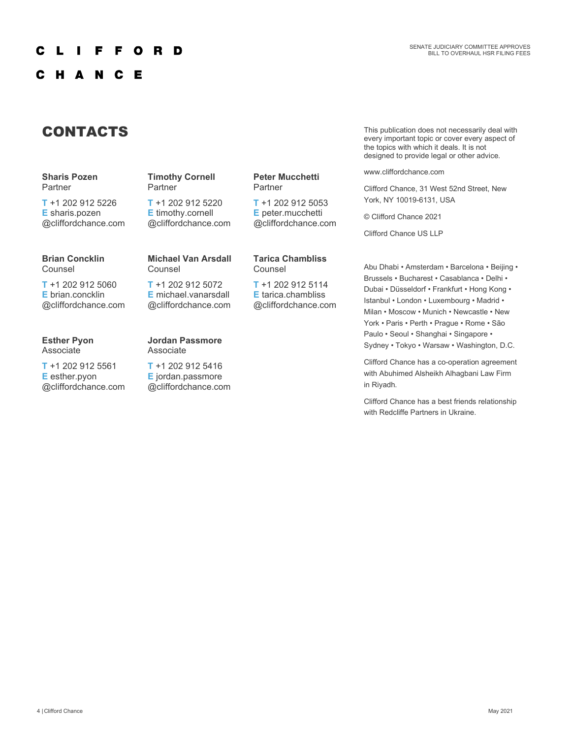## CONTACTS

**Sharis Pozen**
Partner

**T** +1 202 912 5226
**E** sharis.pozen@cliffordchance.com

**Timothy Cornell**
Partner

**T** +1 202 912 5220
**E** timothy.cornell@cliffordchance.com

**Peter Mucchetti**
Partner

**T** +1 202 912 5053
**E** peter.mucchetti@cliffordchance.com

**Brian Concklin**
Counsel

**T** +1 202 912 5060
**E** brian.concklin@cliffordchance.com

**Michael Van Arsdall**
Counsel

**T** +1 202 912 5072
**E** michael.vanarsdall@cliffordchance.com

**Tarica Chambliss**
Counsel

**T** +1 202 912 5114
**E** tarica.chambliss@cliffordchance.com

**Esther Pyon**
Associate

**T** +1 202 912 5561
**E** esther.pyon@cliffordchance.com

**Jordan Passmore**
Associate

**T** +1 202 912 5416
**E** jordan.passmore@cliffordchance.com

This publication does not necessarily deal with every important topic or cover every aspect of the topics with which it deals. It is not designed to provide legal or other advice.

www.cliffordchance.com

Clifford Chance, 31 West 52nd Street, New York, NY 10019-6131, USA

© Clifford Chance 2021

Clifford Chance US LLP

Abu Dhabi • Amsterdam • Barcelona • Beijing • Brussels • Bucharest • Casablanca • Delhi • Dubai • Düsseldorf • Frankfurt • Hong Kong • Istanbul • London • Luxembourg • Madrid • Milan • Moscow • Munich • Newcastle • New York • Paris • Perth • Prague • Rome • São Paulo • Seoul • Shanghai • Singapore • Sydney • Tokyo • Warsaw • Washington, D.C.

Clifford Chance has a co-operation agreement with Abuhimed Alsheikh Alhagbani Law Firm in Riyadh.

Clifford Chance has a best friends relationship with Redcliffe Partners in Ukraine.